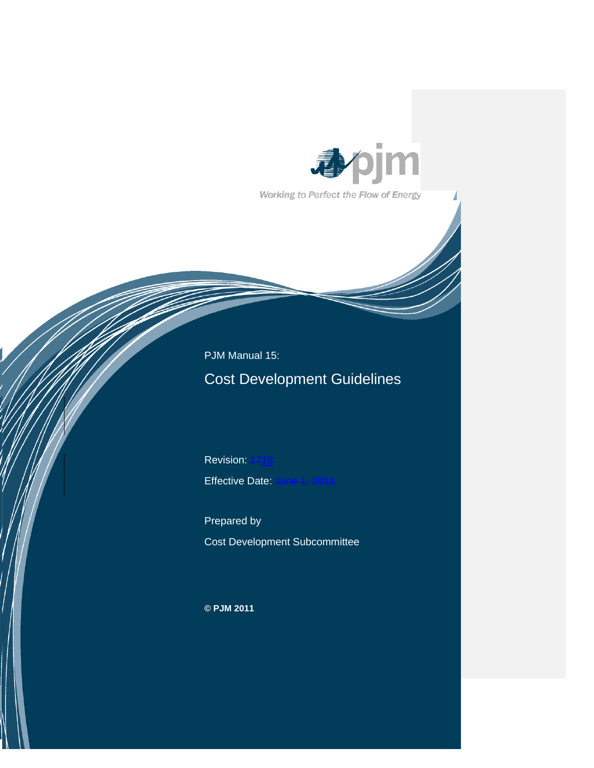Working to Perfect the Flow of Energy

PJM Manual 15:

# Cost Development Guidelines

Revision: 1718

Effective Date: June 1, 2011

Prepared by

Cost Development Subcommittee

**© PJM 2011**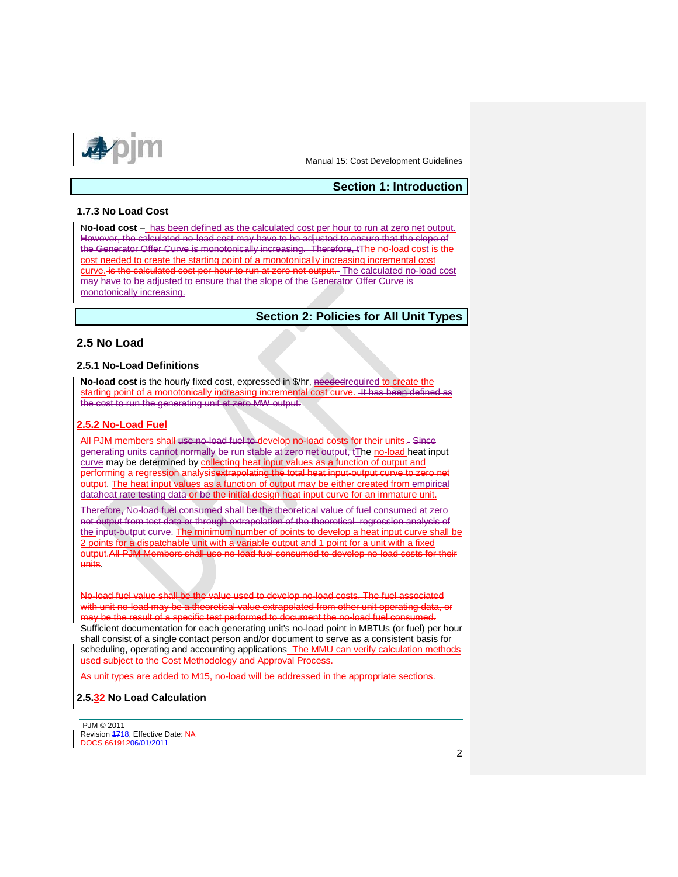## Section 1: Introduction

### 1.7.3 No Load Cost

**No-load cost** – ~~has been defined as the calculated cost per hour to run at zero net output. However, the calculated no-load cost may have to be adjusted to ensure that the slope of the Generator Offer Curve is monotonically increasing.  Therefore, t~~The no-load cost is the cost needed to create the starting point of a monotonically increasing incremental cost curve.~~ is the calculated cost per hour to run at zero net output.~~ The calculated no-load cost may have to be adjusted to ensure that the slope of the Generator Offer Curve is monotonically increasing.

## Section 2: Policies for All Unit Types

### 2.5 No Load

#### 2.5.1 No-Load Definitions

**No-load cost** is the hourly fixed cost, expressed in $/hr, ~~needed~~required to create the starting point of a monotonically increasing incremental cost curve. ~~It has been defined as the cost to run the generating unit at zero MW output.~~

#### 2.5.2 No-Load Fuel

All PJM members shall ~~use no-load fuel to~~ develop no-load costs for their units. ~~Since generating units cannot normally be run stable at zero net output, t~~The no-load heat input curve may be determined by collecting heat input values as a function of output and performing a regression analysis~~extrapolating the total heat input-output curve to zero net output~~. The heat input values as a function of output may be either created from ~~empirical data~~heat rate testing data or ~~be~~ the initial design heat input curve for an immature unit.

~~Therefore, No-load fuel consumed shall be the theoretical value of fuel consumed at zero net output from test data or through extrapolation of the theoretical regression analysis of the input-output curve.~~ The minimum number of points to develop a heat input curve shall be 2 points for a dispatchable unit with a variable output and 1 point for a unit with a fixed output.~~All PJM Members shall use no-load fuel consumed to develop no-load costs for their units~~.

~~No-load fuel value shall be the value used to develop no-load costs. The fuel associated with unit no-load may be a theoretical value extrapolated from other unit operating data, or may be the result of a specific test performed to document the no-load fuel consumed.~~ Sufficient documentation for each generating unit's no-load point in MBTUs (or fuel) per hour shall consist of a single contact person and/or document to serve as a consistent basis for scheduling, operating and accounting applications The MMU can verify calculation methods used subject to the Cost Methodology and Approval Process.

As unit types are added to M15, no-load will be addressed in the appropriate sections.

#### 2.5.~~2~~3 No Load Calculation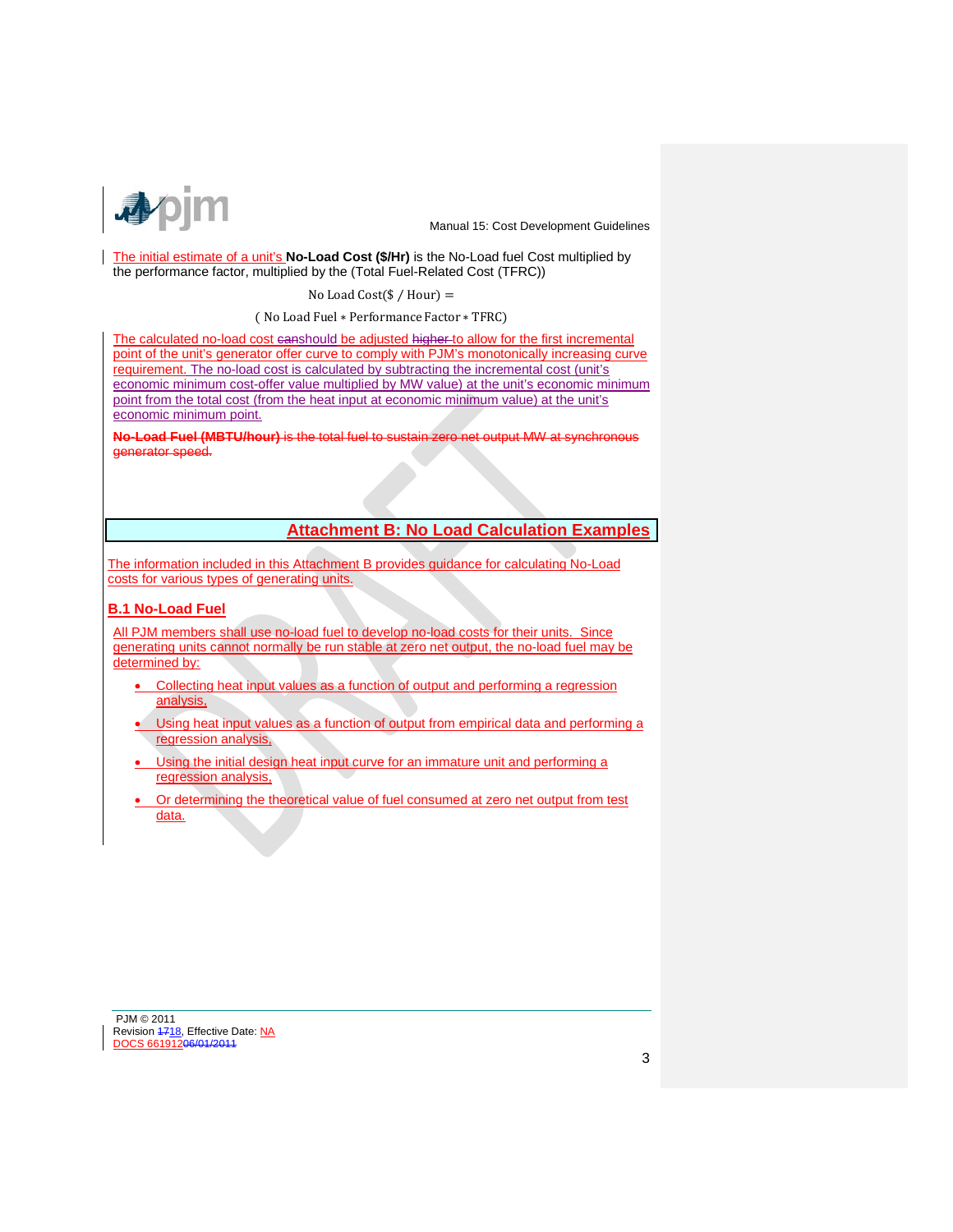The initial estimate of a unit's **No-Load Cost ($/Hr)** is the No-Load fuel Cost multiplied by the performance factor, multiplied by the (Total Fuel-Related Cost (TFRC))

$$\text{No Load Cost}(\$ / \text{Hour}) =$$

$$(\text{No Load Fuel} * \text{Performance Factor} * \text{TFRC})$$

The calculated no-load cost canshould be adjusted higher to allow for the first incremental point of the unit's generator offer curve to comply with PJM's monotonically increasing curve requirement. The no-load cost is calculated by subtracting the incremental cost (unit's economic minimum cost-offer value multiplied by MW value) at the unit's economic minimum point from the total cost (from the heat input at economic minimum value) at the unit's economic minimum point.

~~**No-Load Fuel (MBTU/hour)** is the total fuel to sustain zero net output MW at synchronous generator speed.~~

## Attachment B: No Load Calculation Examples

The information included in this Attachment B provides guidance for calculating No-Load costs for various types of generating units.

### B.1 No-Load Fuel

All PJM members shall use no-load fuel to develop no-load costs for their units. Since generating units cannot normally be run stable at zero net output, the no-load fuel may be determined by:

- Collecting heat input values as a function of output and performing a regression analysis,
- Using heat input values as a function of output from empirical data and performing a regression analysis,
- Using the initial design heat input curve for an immature unit and performing a regression analysis,
- Or determining the theoretical value of fuel consumed at zero net output from test data.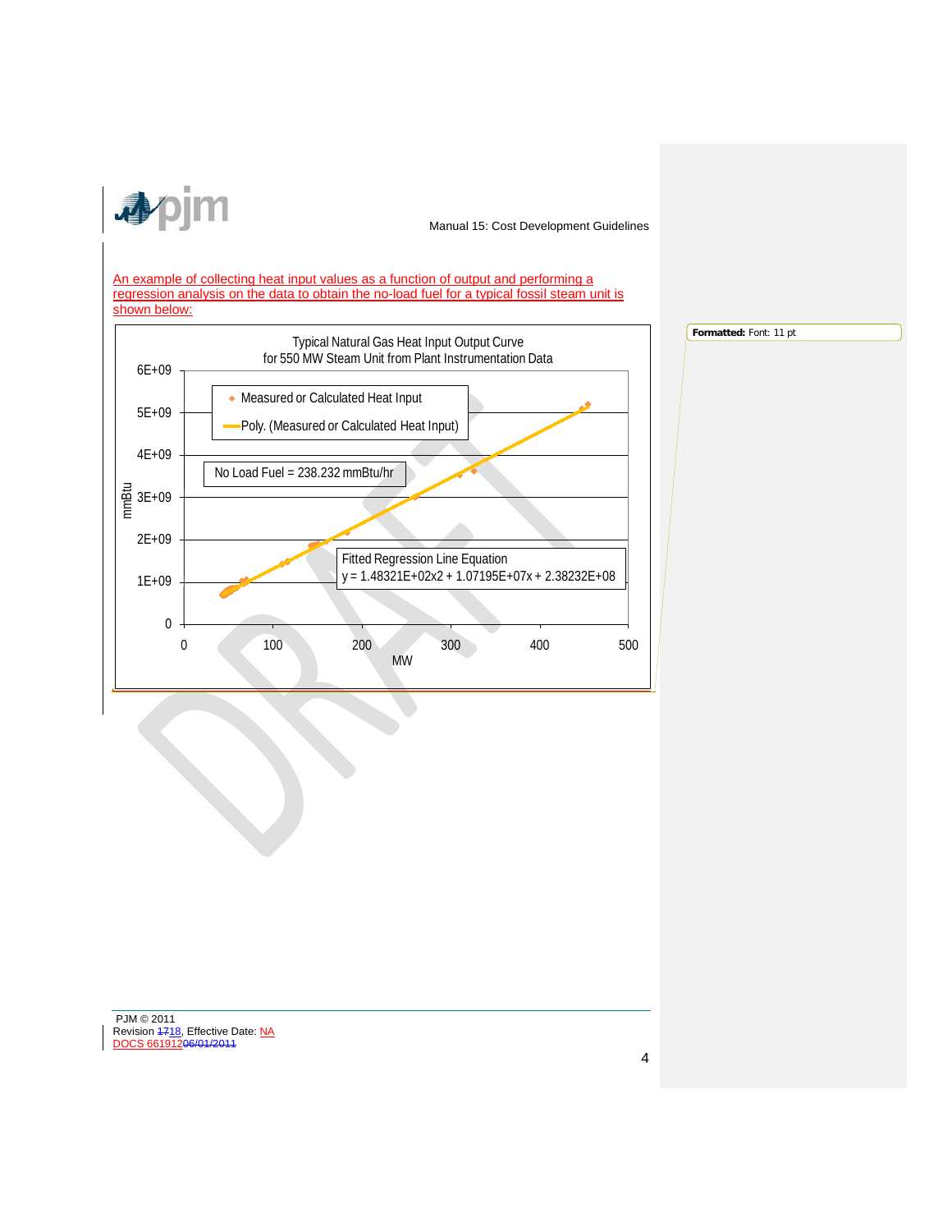An example of collecting heat input values as a function of output and performing a regression analysis on the data to obtain the no-load fuel for a typical fossil steam unit is shown below:

Typical Natural Gas Heat Input Output Curve
for 550 MW Steam Unit from Plant Instrumentation Data

Measured or Calculated Heat Input

Poly. (Measured or Calculated Heat Input)

No Load Fuel = 238.232 mmBtu/hr

Fitted Regression Line Equation
$y = 1.48321E+02x2 + 1.07195E+07x + 2.38232E+08$

mmBtu

MW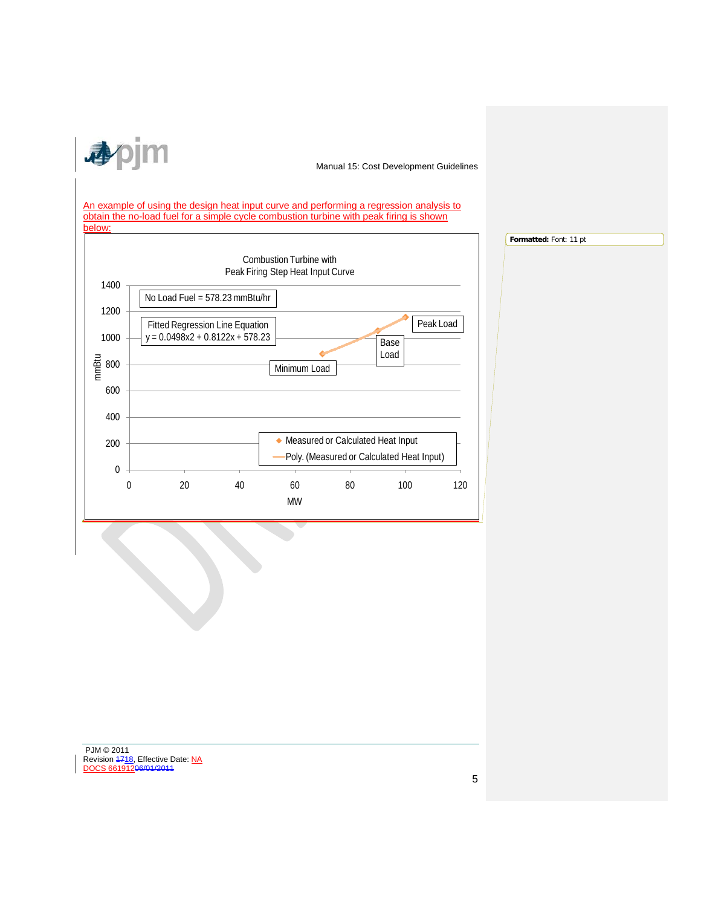An example of using the design heat input curve and performing a regression analysis to obtain the no-load fuel for a simple cycle combustion turbine with peak firing is shown below:

Combustion Turbine with
Peak Firing Step Heat Input Curve

No Load Fuel = 578.23 mmBtu/hr

Fitted Regression Line Equation
$y = 0.0498x^2 + 0.8122x + 578.23$

Peak Load

Base Load

Minimum Load

mmBtu

MW

Measured or Calculated Heat Input

Poly. (Measured or Calculated Heat Input)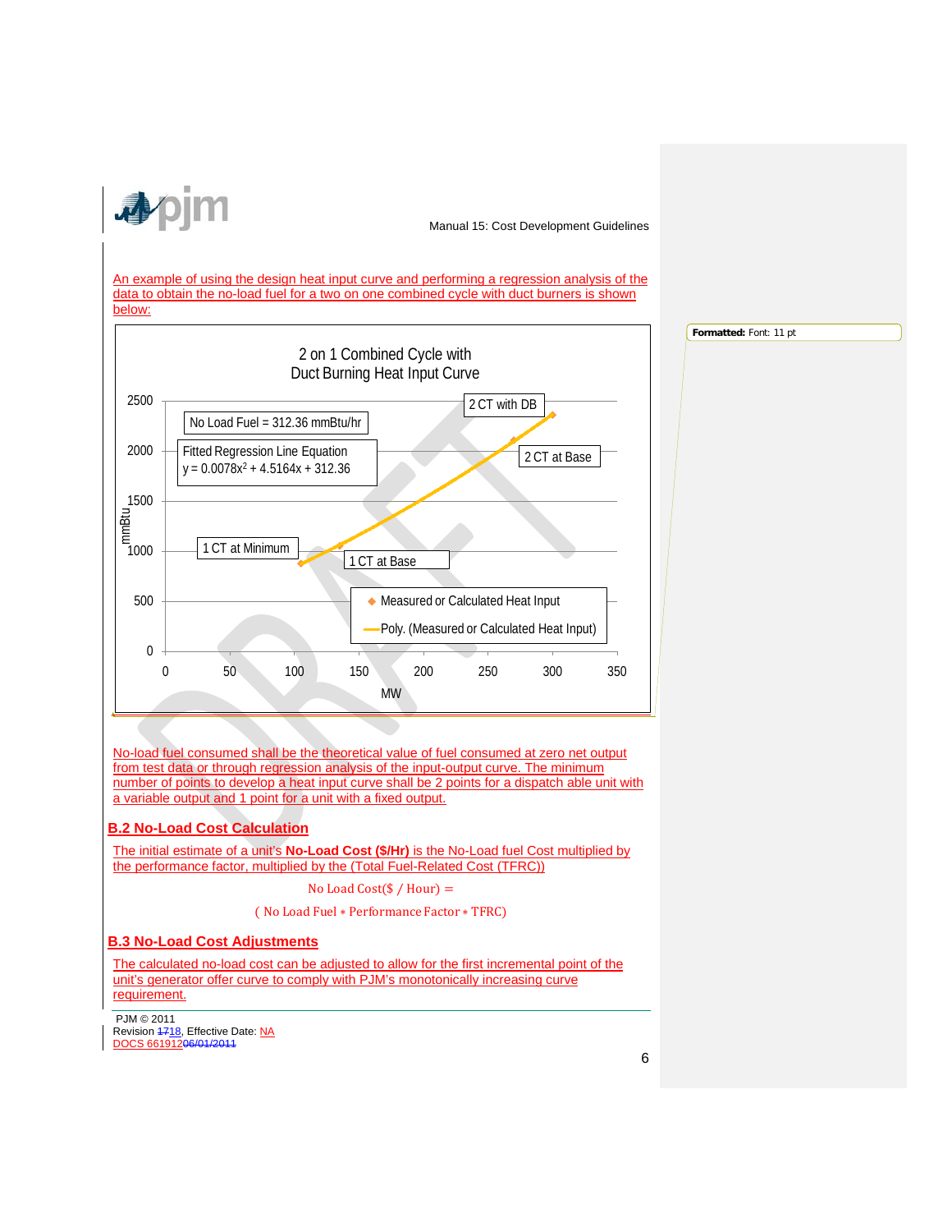An example of using the design heat input curve and performing a regression analysis of the data to obtain the no-load fuel for a two on one combined cycle with duct burners is shown below:

2 on 1 Combined Cycle with Duct Burning Heat Input Curve

No Load Fuel = 312.36 mmBtu/hr

Fitted Regression Line Equation
$y = 0.0078x^2 + 4.5164x + 312.36$

2 CT with DB

2 CT at Base

1 CT at Minimum

1 CT at Base

Measured or Calculated Heat Input

Poly. (Measured or Calculated Heat Input)

mmBtu

MW

No-load fuel consumed shall be the theoretical value of fuel consumed at zero net output from test data or through regression analysis of the input-output curve. The minimum number of points to develop a heat input curve shall be 2 points for a dispatch able unit with a variable output and 1 point for a unit with a fixed output.

## B.2 No-Load Cost Calculation

The initial estimate of a unit's **No-Load Cost ($/Hr)** is the No-Load fuel Cost multiplied by the performance factor, multiplied by the (Total Fuel-Related Cost (TFRC))

$$\text{No Load Cost}(\$ / \text{Hour}) =$$

$$(\text{No Load Fuel} * \text{Performance Factor} * \text{TFRC})$$

## B.3 No-Load Cost Adjustments

The calculated no-load cost can be adjusted to allow for the first incremental point of the unit's generator offer curve to comply with PJM's monotonically increasing curve requirement.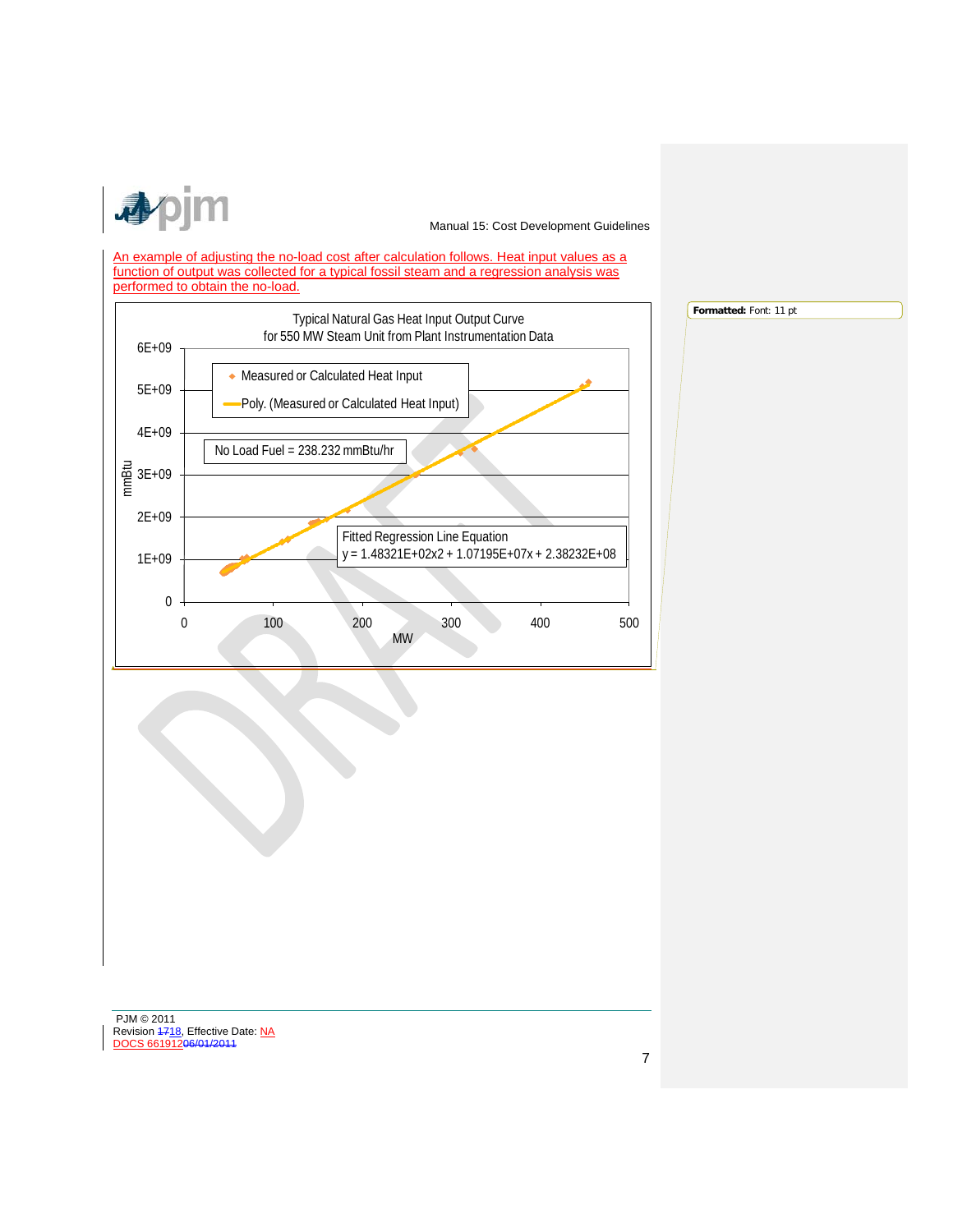An example of adjusting the no-load cost after calculation follows. Heat input values as a function of output was collected for a typical fossil steam and a regression analysis was performed to obtain the no-load.

Typical Natural Gas Heat Input Output Curve
for 550 MW Steam Unit from Plant Instrumentation Data

- Measured or Calculated Heat Input
- Poly. (Measured or Calculated Heat Input)

No Load Fuel = 238.232 mmBtu/hr

Fitted Regression Line Equation
y = 1.48321E+02x2 + 1.07195E+07x + 2.38232E+08

Y-axis: mmBtu (0 to 6E+09); X-axis: MW (0 to 500)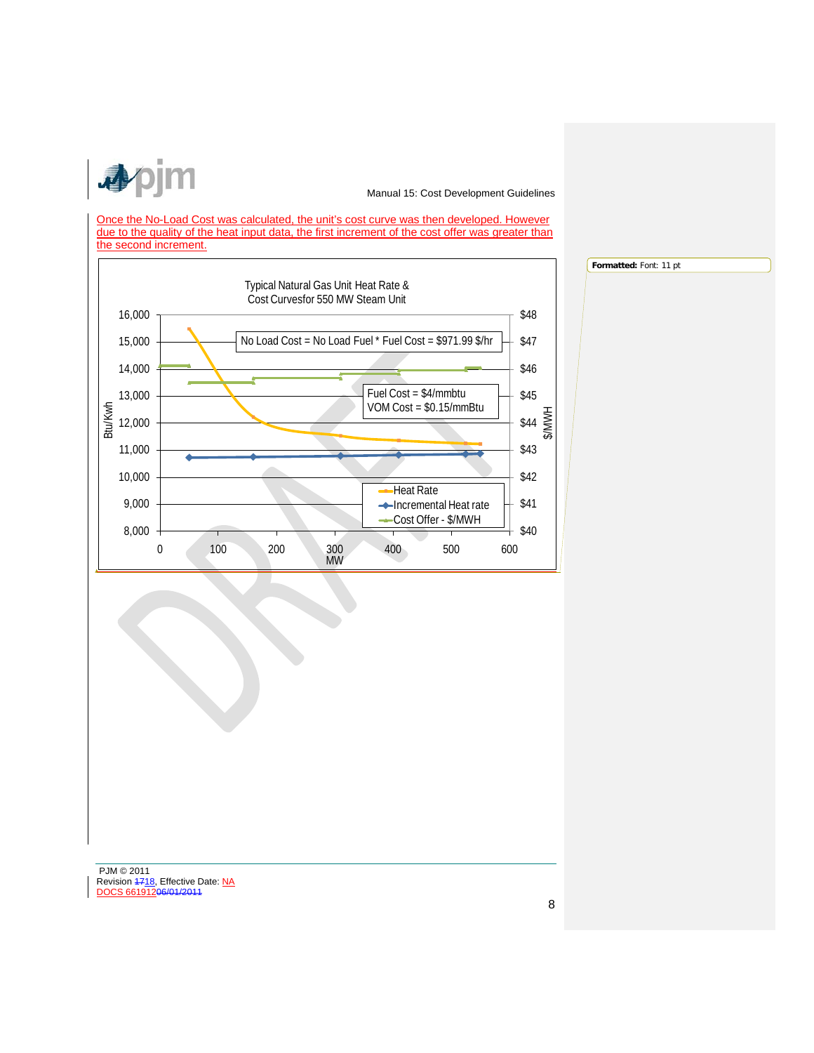Once the No-Load Cost was calculated, the unit's cost curve was then developed. However due to the quality of the heat input data, the first increment of the cost offer was greater than the second increment.

Typical Natural Gas Unit Heat Rate & Cost Curvesfor 550 MW Steam Unit

No Load Cost = No Load Fuel * Fuel Cost = $971.99 $/hr

Fuel Cost = $4/mmbtu
VOM Cost = $0.15/mmBtu

Legend: Heat Rate; Incremental Heat rate; Cost Offer - $/MWH

Left axis: Btu/Kwh (8,000 – 16,000); Right axis: $/MWH ($40 – $48); Horizontal axis: MW (0 – 600)

Formatted: Font: 11 pt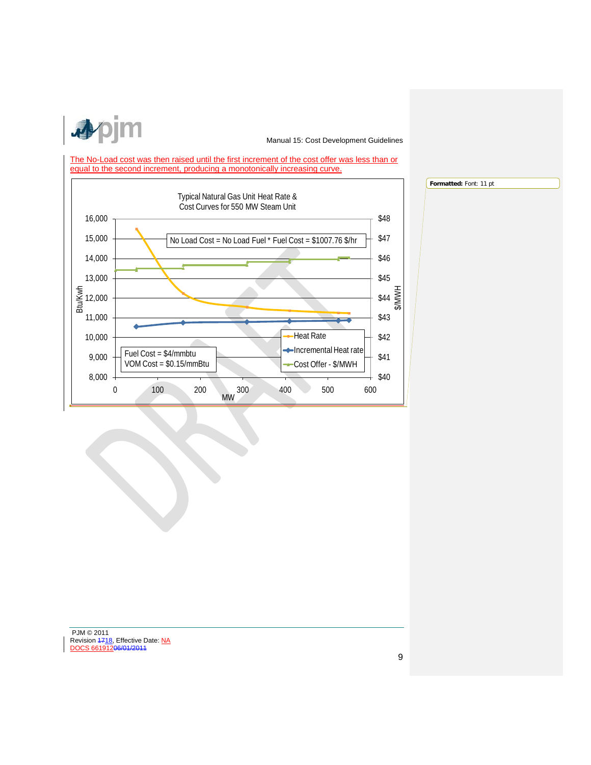The No-Load cost was then raised until the first increment of the cost offer was less than or equal to the second increment, producing a monotonically increasing curve.

Typical Natural Gas Unit Heat Rate & Cost Curves for 550 MW Steam Unit

No Load Cost = No Load Fuel * Fuel Cost = $1007.76 $/hr

Fuel Cost = $4/mmbtu
VOM Cost = $0.15/mmBtu

Heat Rate
Incremental Heat rate
Cost Offer - $/MWH

Btu/Kwh
16,000
15,000
14,000
13,000
12,000
11,000
10,000
9,000
8,000

$/MWH
$48
$47
$46
$45
$44
$43
$42
$41
$40

MW
0
100
200
300
400
500
600

PJM © 2011
Revision ~~17~~18, Effective Date: NA
DOCS 661912~~06/01/2011~~